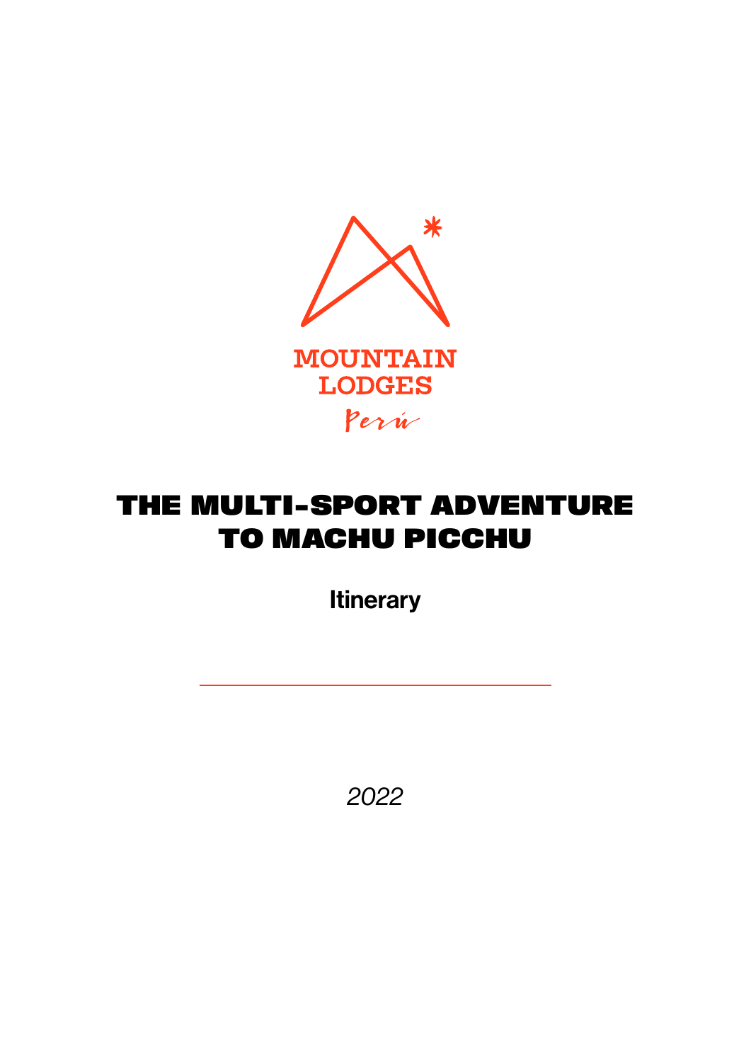MOUNTAIN LODGES

Perú

# THE MULTI-SPORT ADVENTURE TO MACHU PICCHU

Itinerary

*2022*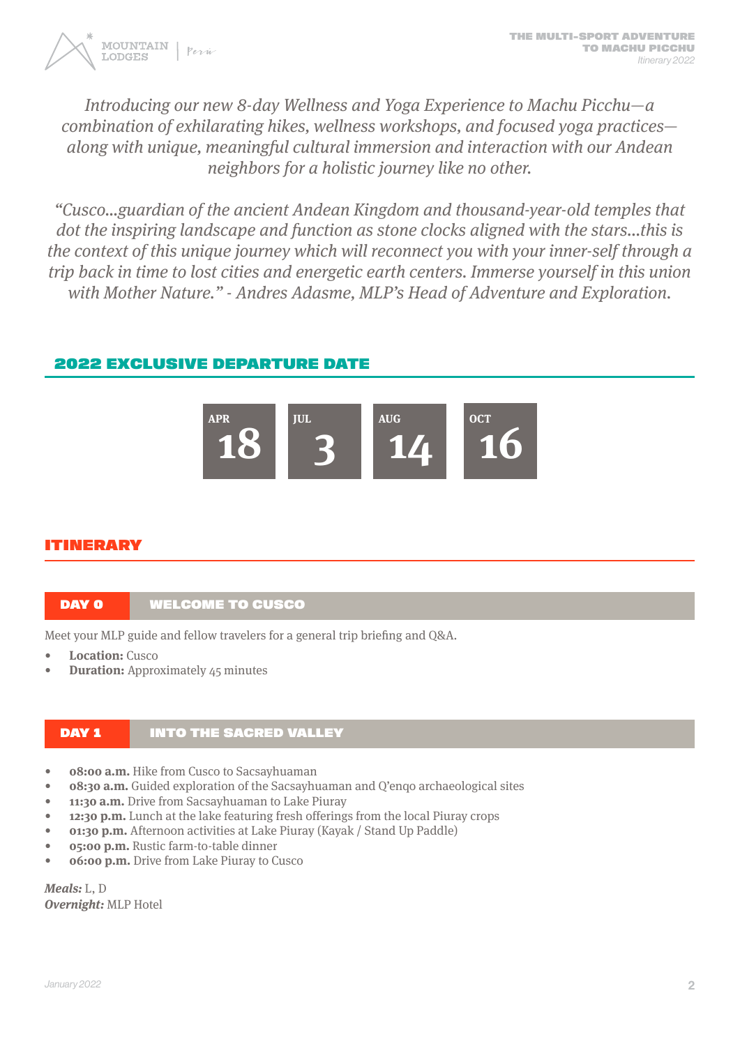*Introducing our new 8-day Wellness and Yoga Experience to Machu Picchu—a combination of exhilarating hikes, wellness workshops, and focused yoga practices—along with unique, meaningful cultural immersion and interaction with our Andean neighbors for a holistic journey like no other.*

*"Cusco...guardian of the ancient Andean Kingdom and thousand-year-old temples that dot the inspiring landscape and function as stone clocks aligned with the stars...this is the context of this unique journey which will reconnect you with your inner-self through a trip back in time to lost cities and energetic earth centers. Immerse yourself in this union with Mother Nature." - Andres Adasme, MLP's Head of Adventure and Exploration.*

## 2022 EXCLUSIVE DEPARTURE DATE

| APR | JUL | AUG | OCT |
|---|---|---|---|
| 18 | 3 | 14 | 16 |

## ITINERARY

### DAY 0 — WELCOME TO CUSCO

Meet your MLP guide and fellow travelers for a general trip briefing and Q&A.

- **Location:** Cusco
- **Duration:** Approximately 45 minutes

### DAY 1 — INTO THE SACRED VALLEY

- **08:00 a.m.** Hike from Cusco to Sacsayhuaman
- **08:30 a.m.** Guided exploration of the Sacsayhuaman and Q'enqo archaeological sites
- **11:30 a.m.** Drive from Sacsayhuaman to Lake Piuray
- **12:30 p.m.** Lunch at the lake featuring fresh offerings from the local Piuray crops
- **01:30 p.m.** Afternoon activities at Lake Piuray (Kayak / Stand Up Paddle)
- **05:00 p.m.** Rustic farm-to-table dinner
- **06:00 p.m.** Drive from Lake Piuray to Cusco

***Meals:*** L, D
***Overnight:*** MLP Hotel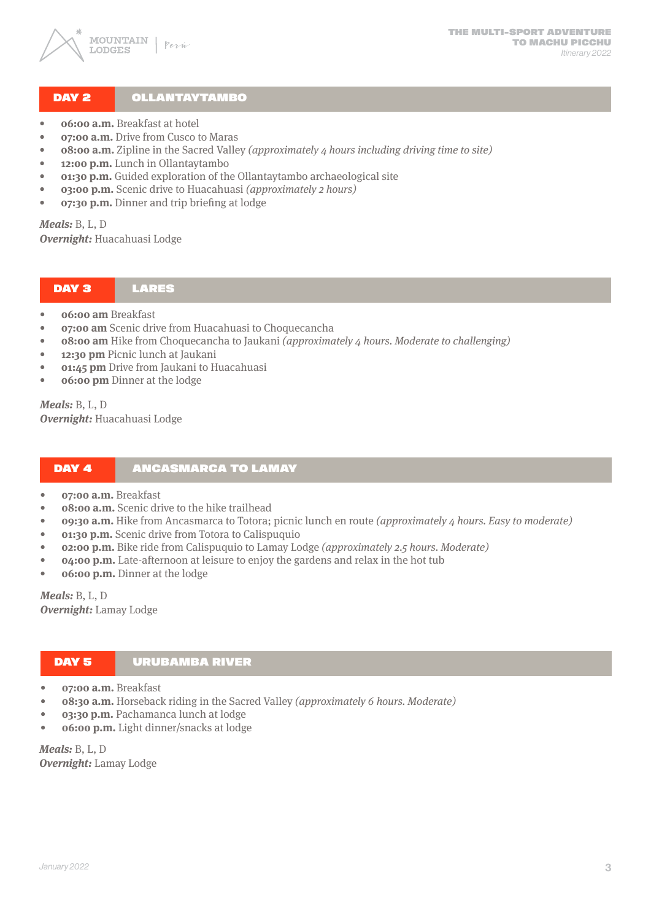## DAY 2 OLLANTAYTAMBO

- **06:00 a.m.** Breakfast at hotel
- **07:00 a.m.** Drive from Cusco to Maras
- **08:00 a.m.** Zipline in the Sacred Valley *(approximately 4 hours including driving time to site)*
- **12:00 p.m.** Lunch in Ollantaytambo
- **01:30 p.m.** Guided exploration of the Ollantaytambo archaeological site
- **03:00 p.m.** Scenic drive to Huacahuasi *(approximately 2 hours)*
- **07:30 p.m.** Dinner and trip briefing at lodge

***Meals:*** B, L, D
***Overnight:*** Huacahuasi Lodge

## DAY 3 LARES

- **06:00 am** Breakfast
- **07:00 am** Scenic drive from Huacahuasi to Choquecancha
- **08:00 am** Hike from Choquecancha to Jaukani *(approximately 4 hours. Moderate to challenging)*
- **12:30 pm** Picnic lunch at Jaukani
- **01:45 pm** Drive from Jaukani to Huacahuasi
- **06:00 pm** Dinner at the lodge

***Meals:*** B, L, D
***Overnight:*** Huacahuasi Lodge

## DAY 4 ANCASMARCA TO LAMAY

- **07:00 a.m.** Breakfast
- **08:00 a.m.** Scenic drive to the hike trailhead
- **09:30 a.m.** Hike from Ancasmarca to Totora; picnic lunch en route *(approximately 4 hours. Easy to moderate)*
- **01:30 p.m.** Scenic drive from Totora to Calispuquio
- **02:00 p.m.** Bike ride from Calispuquio to Lamay Lodge *(approximately 2.5 hours. Moderate)*
- **04:00 p.m.** Late-afternoon at leisure to enjoy the gardens and relax in the hot tub
- **06:00 p.m.** Dinner at the lodge

***Meals:*** B, L, D
***Overnight:*** Lamay Lodge

## DAY 5 URUBAMBA RIVER

- **07:00 a.m.** Breakfast
- **08:30 a.m.** Horseback riding in the Sacred Valley *(approximately 6 hours. Moderate)*
- **03:30 p.m.** Pachamanca lunch at lodge
- **06:00 p.m.** Light dinner/snacks at lodge

***Meals:*** B, L, D
***Overnight:*** Lamay Lodge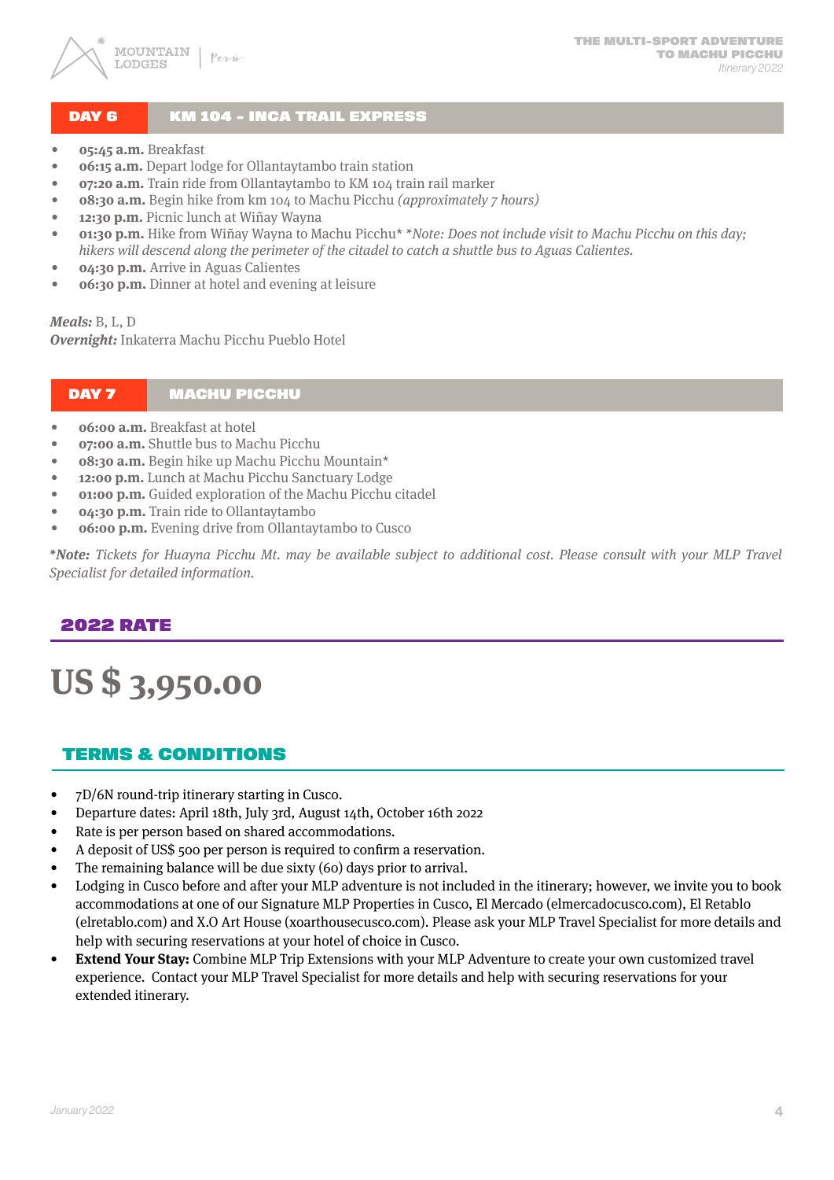## DAY 6 KM 104 - INCA TRAIL EXPRESS

- **05:45 a.m.** Breakfast
- **06:15 a.m.** Depart lodge for Ollantaytambo train station
- **07:20 a.m.** Train ride from Ollantaytambo to KM 104 train rail marker
- **08:30 a.m.** Begin hike from km 104 to Machu Picchu *(approximately 7 hours)*
- **12:30 p.m.** Picnic lunch at Wiñay Wayna
- **01:30 p.m.** Hike from Wiñay Wayna to Machu Picchu* *\*Note: Does not include visit to Machu Picchu on this day; hikers will descend along the perimeter of the citadel to catch a shuttle bus to Aguas Calientes.*
- **04:30 p.m.** Arrive in Aguas Calientes
- **06:30 p.m.** Dinner at hotel and evening at leisure

***Meals:*** B, L, D
***Overnight:*** Inkaterra Machu Picchu Pueblo Hotel

## DAY 7 MACHU PICCHU

- **06:00 a.m.** Breakfast at hotel
- **07:00 a.m.** Shuttle bus to Machu Picchu
- **08:30 a.m.** Begin hike up Machu Picchu Mountain*
- **12:00 p.m.** Lunch at Machu Picchu Sanctuary Lodge
- **01:00 p.m.** Guided exploration of the Machu Picchu citadel
- **04:30 p.m.** Train ride to Ollantaytambo
- **06:00 p.m.** Evening drive from Ollantaytambo to Cusco

***\*Note:** Tickets for Huayna Picchu Mt. may be available subject to additional cost. Please consult with your MLP Travel Specialist for detailed information.*

## 2022 RATE

# US $ 3,950.00

## TERMS & CONDITIONS

- 7D/6N round-trip itinerary starting in Cusco.
- Departure dates: April 18th, July 3rd, August 14th, October 16th 2022
- Rate is per person based on shared accommodations.
- A deposit of US$ 500 per person is required to confirm a reservation.
- The remaining balance will be due sixty (60) days prior to arrival.
- Lodging in Cusco before and after your MLP adventure is not included in the itinerary; however, we invite you to book accommodations at one of our Signature MLP Properties in Cusco, El Mercado (elmercadocusco.com), El Retablo (elretablo.com) and X.O Art House (xoarthousecusco.com). Please ask your MLP Travel Specialist for more details and help with securing reservations at your hotel of choice in Cusco.
- **Extend Your Stay:** Combine MLP Trip Extensions with your MLP Adventure to create your own customized travel experience. Contact your MLP Travel Specialist for more details and help with securing reservations for your extended itinerary.